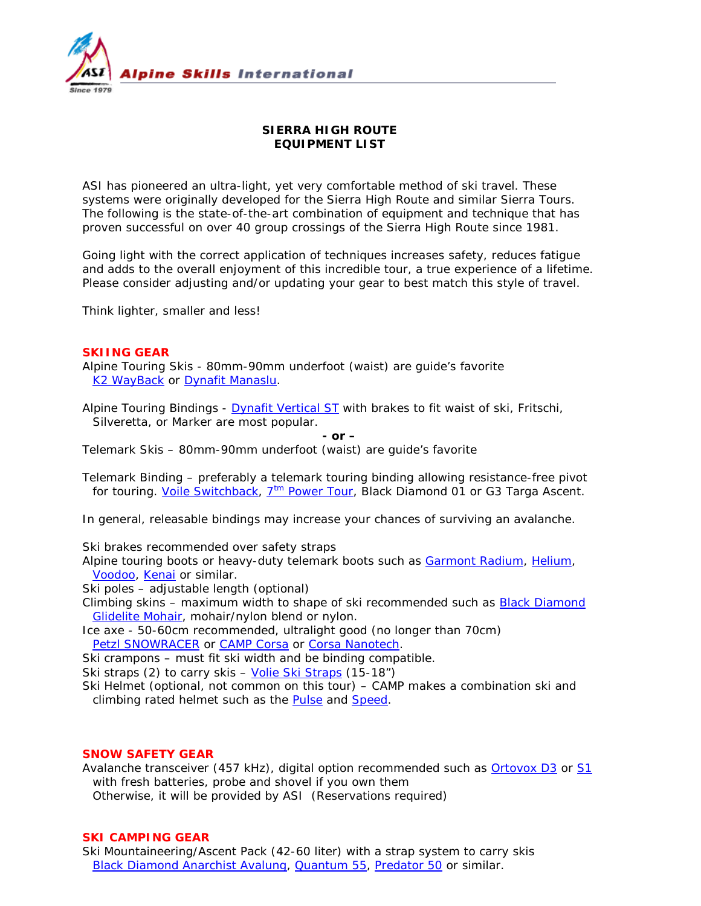Alpine Skills International

# SIERRA HIGH ROUTE
# EQUIPMENT LIST

ASI has pioneered an ultra-light, yet very comfortable method of ski travel. These systems were originally developed for the Sierra High Route and similar Sierra Tours. The following is the state-of-the-art combination of equipment and technique that has proven successful on over 40 group crossings of the Sierra High Route since 1981.

Going light with the correct application of techniques increases safety, reduces fatigue and adds to the overall enjoyment of this incredible tour, a true experience of a lifetime. Please consider adjusting and/or updating your gear to best match this style of travel.

Think lighter, smaller and less!

## SKIING GEAR

Alpine Touring Skis - 80mm-90mm underfoot (waist) are guide's favorite
K2 WayBack or Dynafit Manaslu.

Alpine Touring Bindings - Dynafit Vertical ST with brakes to fit waist of ski, Fritschi, Silveretta, or Marker are most popular.

**- or –**

Telemark Skis – 80mm-90mm underfoot (waist) are guide's favorite

Telemark Binding – preferably a telemark touring binding allowing resistance-free pivot for touring. Voile Switchback, 7tm Power Tour, Black Diamond 01 or G3 Targa Ascent.

In general, releasable bindings may increase your chances of surviving an avalanche.

Ski brakes recommended over safety straps
Alpine touring boots or heavy-duty telemark boots such as Garmont Radium, Helium, Voodoo, Kenai or similar.
Ski poles – adjustable length (optional)
Climbing skins – maximum width to shape of ski recommended such as Black Diamond Glidelite Mohair, mohair/nylon blend or nylon.
Ice axe - 50-60cm recommended, ultralight good (no longer than 70cm)
Petzl SNOWRACER or CAMP Corsa or Corsa Nanotech.
Ski crampons – must fit ski width and be binding compatible.
Ski straps (2) to carry skis – Volie Ski Straps (15-18")
Ski Helmet (optional, not common on this tour) – CAMP makes a combination ski and climbing rated helmet such as the Pulse and Speed.

## SNOW SAFETY GEAR

Avalanche transceiver (457 kHz), digital option recommended such as Ortovox D3 or S1 with fresh batteries, probe and shovel if you own them
Otherwise, it will be provided by ASI (Reservations required)

## SKI CAMPING GEAR

Ski Mountaineering/Ascent Pack (42-60 liter) with a strap system to carry skis
Black Diamond Anarchist Avalung, Quantum 55, Predator 50 or similar.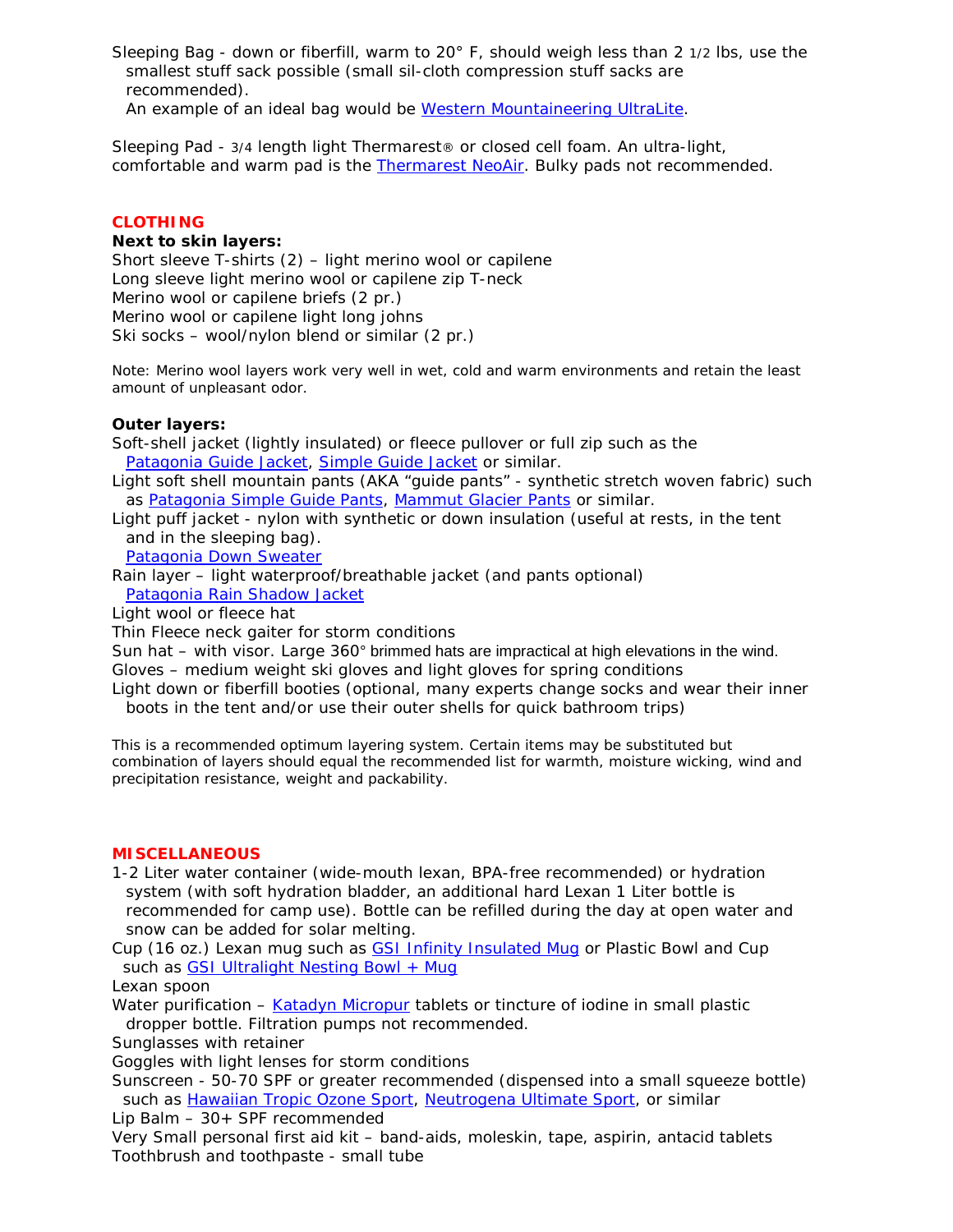Sleeping Bag - down or fiberfill, warm to 20° F, should weigh less than 2 1/2 lbs, use the smallest stuff sack possible (small sil-cloth compression stuff sacks are recommended).
An example of an ideal bag would be Western Mountaineering UltraLite.

Sleeping Pad - 3/4 length light Thermarest® or closed cell foam. An ultra-light, comfortable and warm pad is the Thermarest NeoAir. Bulky pads not recommended.

## CLOTHING

**Next to skin layers:**

Short sleeve T-shirts (2) – light merino wool or capilene
Long sleeve light merino wool or capilene zip T-neck
Merino wool or capilene briefs (2 pr.)
Merino wool or capilene light long johns
Ski socks – wool/nylon blend or similar (2 pr.)

Note: Merino wool layers work very well in wet, cold and warm environments and retain the least amount of unpleasant odor.

**Outer layers:**

Soft-shell jacket (lightly insulated) or fleece pullover or full zip such as the Patagonia Guide Jacket, Simple Guide Jacket or similar.
Light soft shell mountain pants (AKA "guide pants" - synthetic stretch woven fabric) such as Patagonia Simple Guide Pants, Mammut Glacier Pants or similar.
Light puff jacket - nylon with synthetic or down insulation (useful at rests, in the tent and in the sleeping bag).
Patagonia Down Sweater
Rain layer – light waterproof/breathable jacket (and pants optional)
Patagonia Rain Shadow Jacket
Light wool or fleece hat
Thin Fleece neck gaiter for storm conditions
Sun hat – with visor. Large 360° brimmed hats are impractical at high elevations in the wind.
Gloves – medium weight ski gloves and light gloves for spring conditions
Light down or fiberfill booties (optional, many experts change socks and wear their inner boots in the tent and/or use their outer shells for quick bathroom trips)

This is a recommended optimum layering system. Certain items may be substituted but combination of layers should equal the recommended list for warmth, moisture wicking, wind and precipitation resistance, weight and packability.

## MISCELLANEOUS

1-2 Liter water container (wide-mouth lexan, BPA-free recommended) or hydration system (with soft hydration bladder, an additional hard Lexan 1 Liter bottle is recommended for camp use). Bottle can be refilled during the day at open water and snow can be added for solar melting.
Cup (16 oz.) Lexan mug such as GSI Infinity Insulated Mug or Plastic Bowl and Cup such as GSI Ultralight Nesting Bowl + Mug
Lexan spoon
Water purification – Katadyn Micropur tablets or tincture of iodine in small plastic dropper bottle. Filtration pumps not recommended.
Sunglasses with retainer
Goggles with light lenses for storm conditions
Sunscreen - 50-70 SPF or greater recommended (dispensed into a small squeeze bottle) such as Hawaiian Tropic Ozone Sport, Neutrogena Ultimate Sport, or similar
Lip Balm – 30+ SPF recommended
Very Small personal first aid kit – band-aids, moleskin, tape, aspirin, antacid tablets
Toothbrush and toothpaste - small tube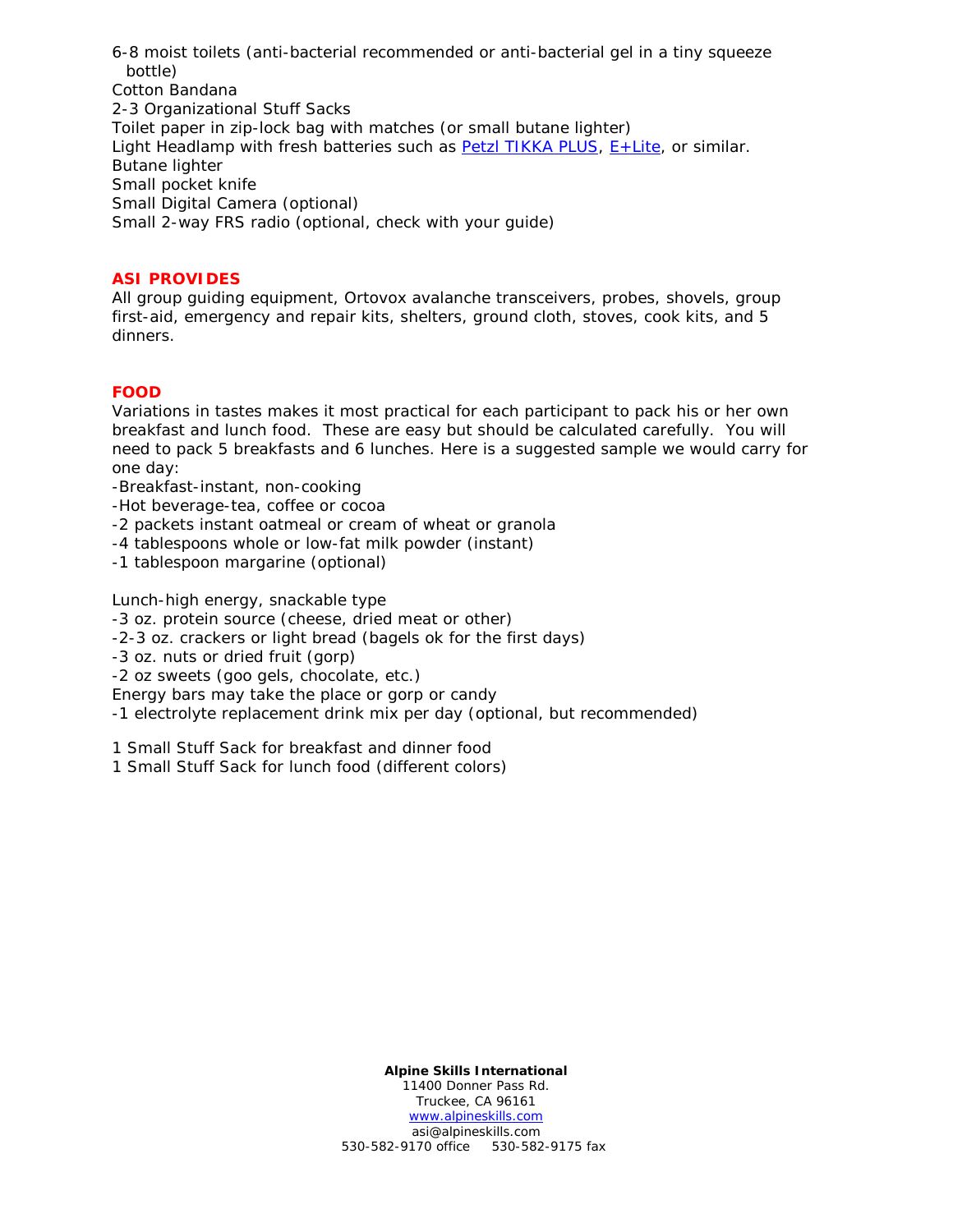6-8 moist toilets (anti-bacterial recommended or anti-bacterial gel in a tiny squeeze bottle)
Cotton Bandana
2-3 Organizational Stuff Sacks
Toilet paper in zip-lock bag with matches (or small butane lighter)
Light Headlamp with fresh batteries such as Petzl TIKKA PLUS, E+Lite, or similar.
Butane lighter
Small pocket knife
Small Digital Camera (optional)
Small 2-way FRS radio (optional, check with your guide)

## ASI PROVIDES

All group guiding equipment, Ortovox avalanche transceivers, probes, shovels, group first-aid, emergency and repair kits, shelters, ground cloth, stoves, cook kits, and 5 dinners.

## FOOD

Variations in tastes makes it most practical for each participant to pack his or her own breakfast and lunch food. These are easy but should be calculated carefully. You will need to pack 5 breakfasts and 6 lunches. Here is a suggested sample we would carry for one day:

-Breakfast-instant, non-cooking
-Hot beverage-tea, coffee or cocoa
-2 packets instant oatmeal or cream of wheat or granola
-4 tablespoons whole or low-fat milk powder (instant)
-1 tablespoon margarine (optional)

Lunch-high energy, snackable type
-3 oz. protein source (cheese, dried meat or other)
-2-3 oz. crackers or light bread (bagels ok for the first days)
-3 oz. nuts or dried fruit (gorp)
-2 oz sweets (goo gels, chocolate, etc.)
Energy bars may take the place or gorp or candy
-1 electrolyte replacement drink mix per day (optional, but recommended)

1 Small Stuff Sack for breakfast and dinner food
1 Small Stuff Sack for lunch food (different colors)

**Alpine Skills International**
11400 Donner Pass Rd.
Truckee, CA 96161
www.alpineskills.com
asi@alpineskills.com
530-582-9170 office 530-582-9175 fax